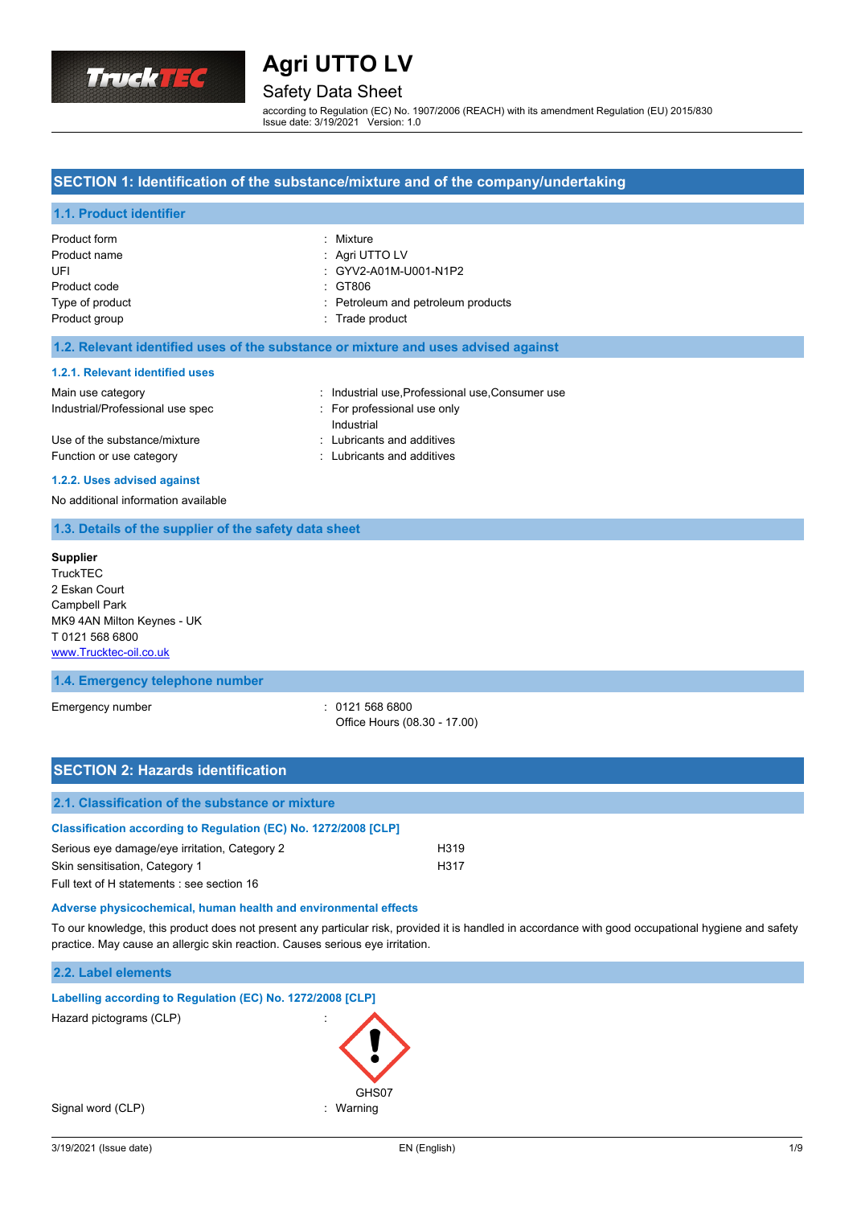# Agri UTTO LV

## Safety Data Sheet

according to Regulation (EC) No. 1907/2006 (REACH) with its amendment Regulation (EU) 2015/830
Issue date: 3/19/2021 Version: 1.0

## SECTION 1: Identification of the substance/mixture and of the company/undertaking

### 1.1. Product identifier

| | |
|---|---|
| Product form | : Mixture |
| Product name | : Agri UTTO LV |
| UFI | : GYV2-A01M-U001-N1P2 |
| Product code | : GT806 |
| Type of product | : Petroleum and petroleum products |
| Product group | : Trade product |

### 1.2. Relevant identified uses of the substance or mixture and uses advised against

#### 1.2.1. Relevant identified uses

| | |
|---|---|
| Main use category | : Industrial use,Professional use,Consumer use |
| Industrial/Professional use spec | : For professional use only<br>Industrial |
| Use of the substance/mixture | : Lubricants and additives |
| Function or use category | : Lubricants and additives |

#### 1.2.2. Uses advised against

No additional information available

### 1.3. Details of the supplier of the safety data sheet

**Supplier**
TruckTEC
2 Eskan Court
Campbell Park
MK9 4AN Milton Keynes - UK
T 0121 568 6800
www.Trucktec-oil.co.uk

### 1.4. Emergency telephone number

| | |
|---|---|
| Emergency number | : 0121 568 6800<br>Office Hours (08.30 - 17.00) |

## SECTION 2: Hazards identification

### 2.1. Classification of the substance or mixture

#### Classification according to Regulation (EC) No. 1272/2008 [CLP]

| | |
|---|---|
| Serious eye damage/eye irritation, Category 2 | H319 |
| Skin sensitisation, Category 1 | H317 |

Full text of H statements : see section 16

#### Adverse physicochemical, human health and environmental effects

To our knowledge, this product does not present any particular risk, provided it is handled in accordance with good occupational hygiene and safety practice. May cause an allergic skin reaction. Causes serious eye irritation.

### 2.2. Label elements

#### Labelling according to Regulation (EC) No. 1272/2008 [CLP]

Hazard pictograms (CLP) :

GHS07

Signal word (CLP) : Warning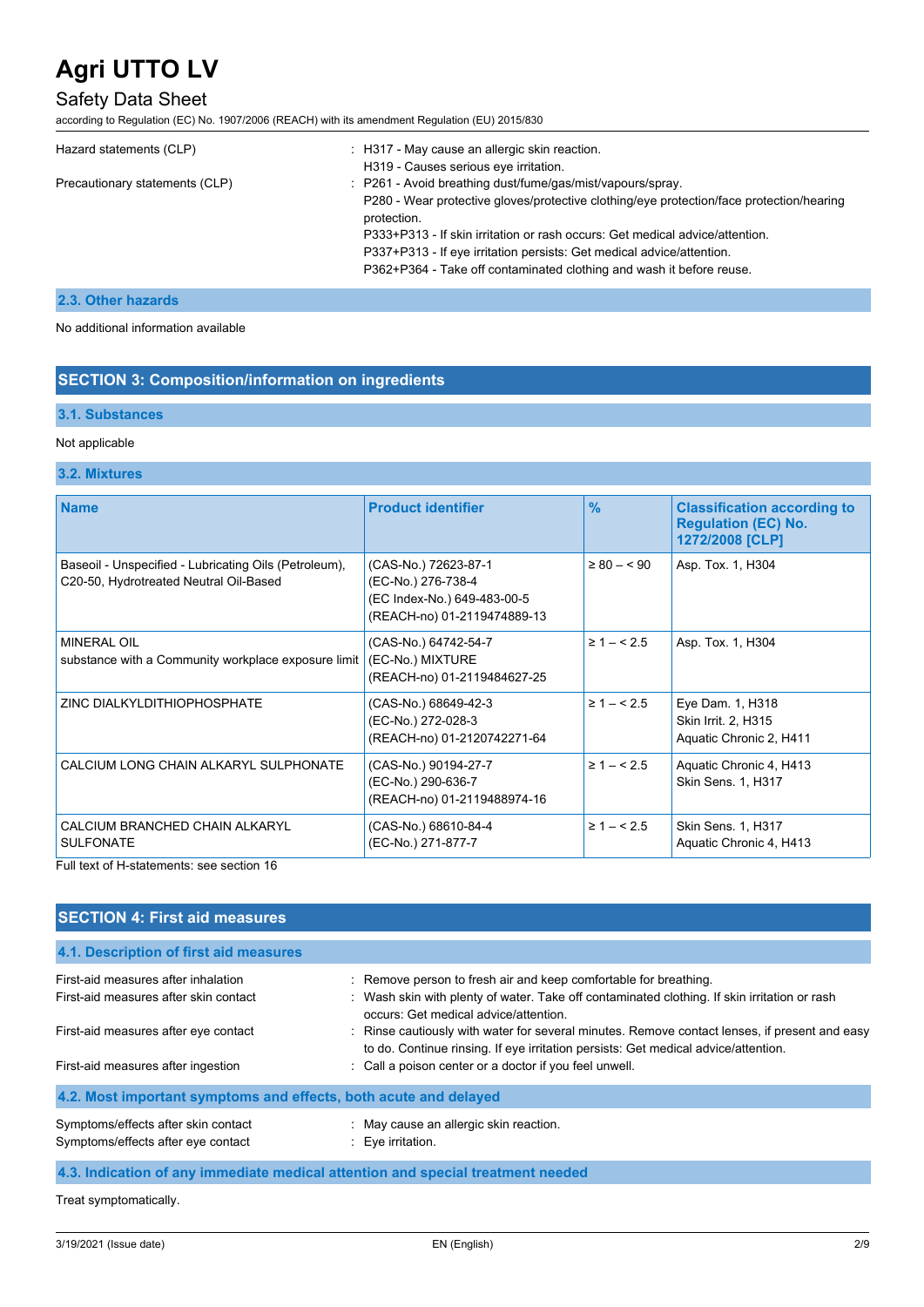| | |
|---|---|
| Hazard statements (CLP) | : H317 - May cause an allergic skin reaction.<br>H319 - Causes serious eye irritation. |
| Precautionary statements (CLP) | : P261 - Avoid breathing dust/fume/gas/mist/vapours/spray.<br>P280 - Wear protective gloves/protective clothing/eye protection/face protection/hearing protection.<br>P333+P313 - If skin irritation or rash occurs: Get medical advice/attention.<br>P337+P313 - If eye irritation persists: Get medical advice/attention.<br>P362+P364 - Take off contaminated clothing and wash it before reuse. |

### 2.3. Other hazards

No additional information available

## SECTION 3: Composition/information on ingredients

### 3.1. Substances

Not applicable

### 3.2. Mixtures

| Name | Product identifier | % | Classification according to Regulation (EC) No. 1272/2008 [CLP] |
|---|---|---|---|
| Baseoil - Unspecified - Lubricating Oils (Petroleum), C20-50, Hydrotreated Neutral Oil-Based | (CAS-No.) 72623-87-1<br>(EC-No.) 276-738-4<br>(EC Index-No.) 649-483-00-5<br>(REACH-no) 01-2119474889-13 | ≥ 80 – < 90 | Asp. Tox. 1, H304 |
| MINERAL OIL<br>substance with a Community workplace exposure limit | (CAS-No.) 64742-54-7<br>(EC-No.) MIXTURE<br>(REACH-no) 01-2119484627-25 | ≥ 1 – < 2.5 | Asp. Tox. 1, H304 |
| ZINC DIALKYLDITHIOPHOSPHATE | (CAS-No.) 68649-42-3<br>(EC-No.) 272-028-3<br>(REACH-no) 01-2120742271-64 | ≥ 1 – < 2.5 | Eye Dam. 1, H318<br>Skin Irrit. 2, H315<br>Aquatic Chronic 2, H411 |
| CALCIUM LONG CHAIN ALKARYL SULPHONATE | (CAS-No.) 90194-27-7<br>(EC-No.) 290-636-7<br>(REACH-no) 01-2119488974-16 | ≥ 1 – < 2.5 | Aquatic Chronic 4, H413<br>Skin Sens. 1, H317 |
| CALCIUM BRANCHED CHAIN ALKARYL SULFONATE | (CAS-No.) 68610-84-4<br>(EC-No.) 271-877-7 | ≥ 1 – < 2.5 | Skin Sens. 1, H317<br>Aquatic Chronic 4, H413 |

Full text of H-statements: see section 16

## SECTION 4: First aid measures

### 4.1. Description of first aid measures

| | |
|---|---|
| First-aid measures after inhalation | : Remove person to fresh air and keep comfortable for breathing. |
| First-aid measures after skin contact | : Wash skin with plenty of water. Take off contaminated clothing. If skin irritation or rash occurs: Get medical advice/attention. |
| First-aid measures after eye contact | : Rinse cautiously with water for several minutes. Remove contact lenses, if present and easy to do. Continue rinsing. If eye irritation persists: Get medical advice/attention. |
| First-aid measures after ingestion | : Call a poison center or a doctor if you feel unwell. |

### 4.2. Most important symptoms and effects, both acute and delayed

| | |
|---|---|
| Symptoms/effects after skin contact | : May cause an allergic skin reaction. |
| Symptoms/effects after eye contact | : Eye irritation. |

### 4.3. Indication of any immediate medical attention and special treatment needed

Treat symptomatically.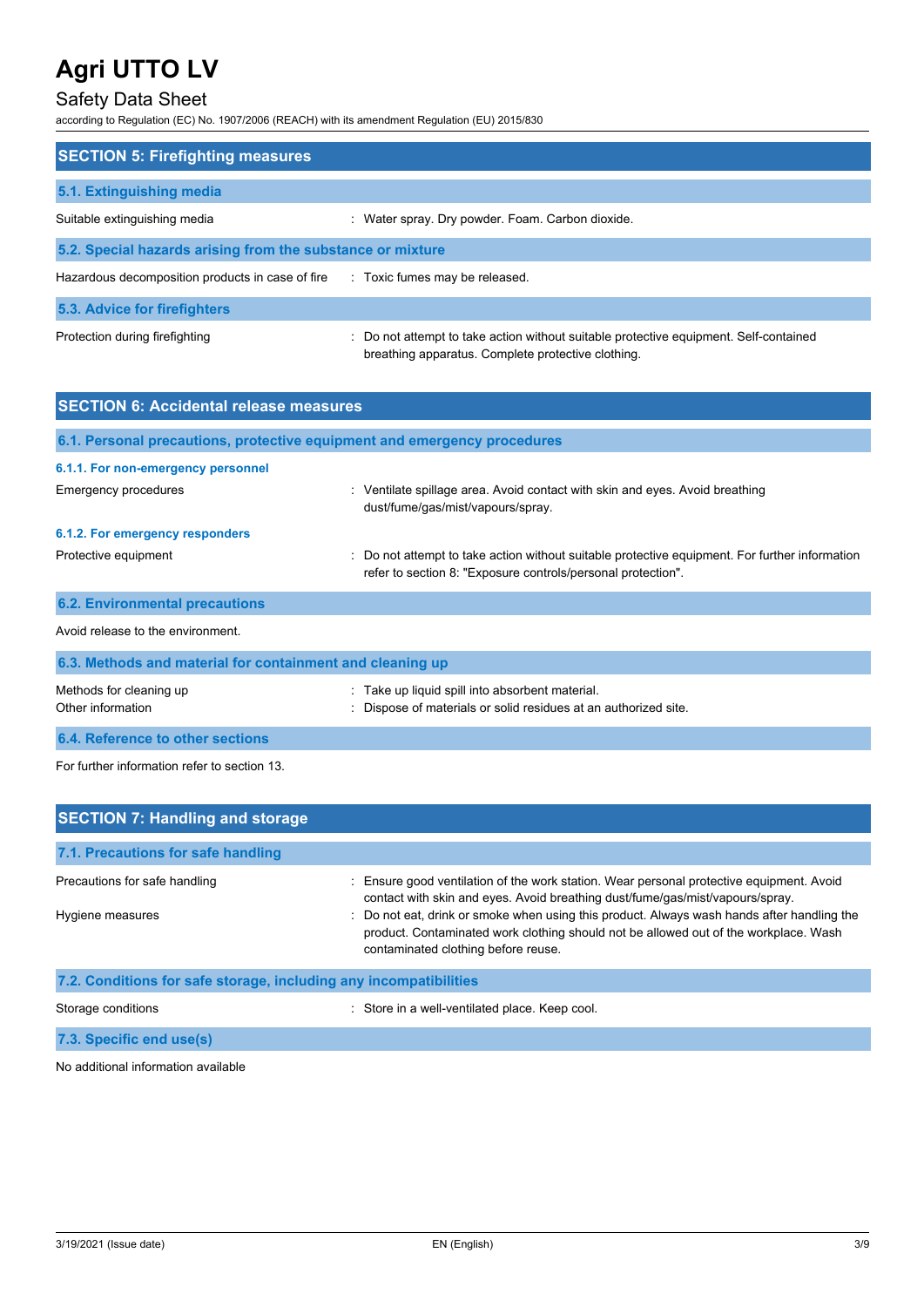## SECTION 5: Firefighting measures

### 5.1. Extinguishing media

| | |
|---|---|
| Suitable extinguishing media | : Water spray. Dry powder. Foam. Carbon dioxide. |

### 5.2. Special hazards arising from the substance or mixture

| | |
|---|---|
| Hazardous decomposition products in case of fire | : Toxic fumes may be released. |

### 5.3. Advice for firefighters

| | |
|---|---|
| Protection during firefighting | : Do not attempt to take action without suitable protective equipment. Self-contained breathing apparatus. Complete protective clothing. |

## SECTION 6: Accidental release measures

### 6.1. Personal precautions, protective equipment and emergency procedures

#### 6.1.1. For non-emergency personnel

| | |
|---|---|
| Emergency procedures | : Ventilate spillage area. Avoid contact with skin and eyes. Avoid breathing dust/fume/gas/mist/vapours/spray. |

#### 6.1.2. For emergency responders

| | |
|---|---|
| Protective equipment | : Do not attempt to take action without suitable protective equipment. For further information refer to section 8: "Exposure controls/personal protection". |

### 6.2. Environmental precautions

Avoid release to the environment.

### 6.3. Methods and material for containment and cleaning up

| | |
|---|---|
| Methods for cleaning up | : Take up liquid spill into absorbent material. |
| Other information | : Dispose of materials or solid residues at an authorized site. |

### 6.4. Reference to other sections

For further information refer to section 13.

## SECTION 7: Handling and storage

### 7.1. Precautions for safe handling

| | |
|---|---|
| Precautions for safe handling | : Ensure good ventilation of the work station. Wear personal protective equipment. Avoid contact with skin and eyes. Avoid breathing dust/fume/gas/mist/vapours/spray. |
| Hygiene measures | : Do not eat, drink or smoke when using this product. Always wash hands after handling the product. Contaminated work clothing should not be allowed out of the workplace. Wash contaminated clothing before reuse. |

### 7.2. Conditions for safe storage, including any incompatibilities

| | |
|---|---|
| Storage conditions | : Store in a well-ventilated place. Keep cool. |

### 7.3. Specific end use(s)

No additional information available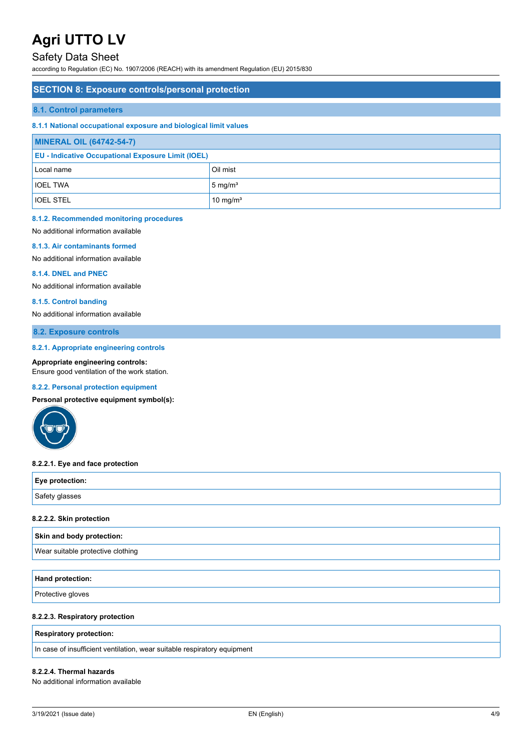## SECTION 8: Exposure controls/personal protection

### 8.1. Control parameters

#### 8.1.1 National occupational exposure and biological limit values

| MINERAL OIL (64742-54-7) | |
|---|---|
| **EU - Indicative Occupational Exposure Limit (IOEL)** | |
| Local name | Oil mist |
| IOEL TWA | 5 mg/m³ |
| IOEL STEL | 10 mg/m³ |

#### 8.1.2. Recommended monitoring procedures

No additional information available

#### 8.1.3. Air contaminants formed

No additional information available

#### 8.1.4. DNEL and PNEC

No additional information available

#### 8.1.5. Control banding

No additional information available

### 8.2. Exposure controls

#### 8.2.1. Appropriate engineering controls

**Appropriate engineering controls:**
Ensure good ventilation of the work station.

#### 8.2.2. Personal protection equipment

**Personal protective equipment symbol(s):**

**8.2.2.1. Eye and face protection**

| Eye protection: |
|---|
| Safety glasses |

**8.2.2.2. Skin protection**

| Skin and body protection: |
|---|
| Wear suitable protective clothing |

| Hand protection: |
|---|
| Protective gloves |

**8.2.2.3. Respiratory protection**

| Respiratory protection: |
|---|
| In case of insufficient ventilation, wear suitable respiratory equipment |

**8.2.2.4. Thermal hazards**

No additional information available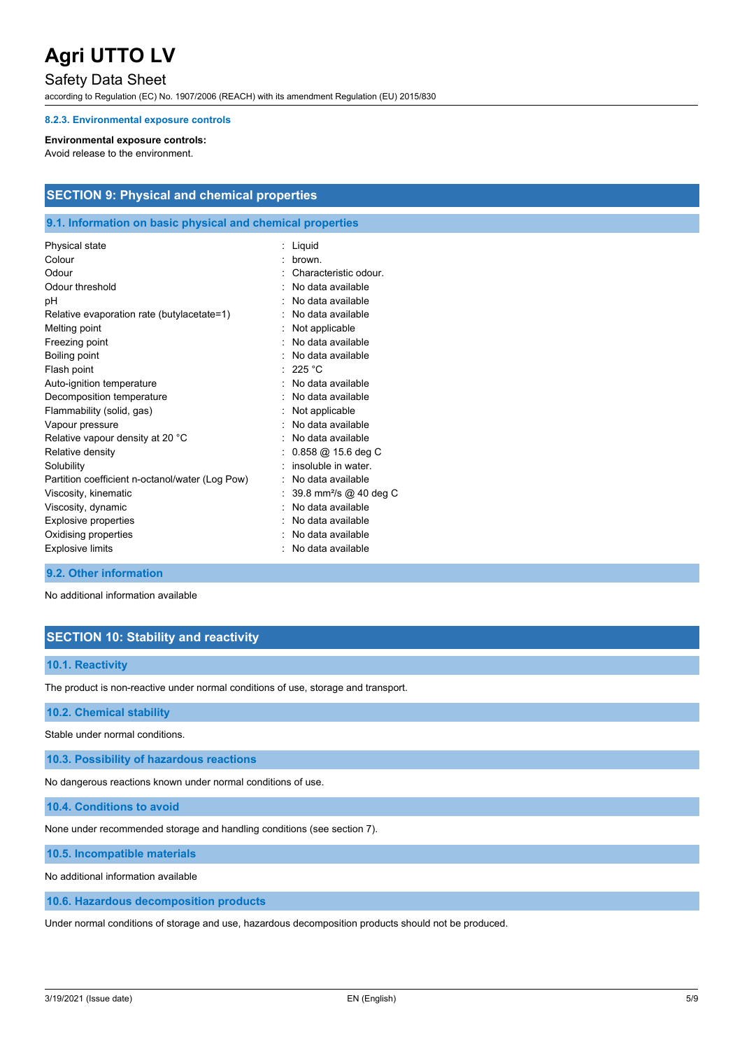#### 8.2.3. Environmental exposure controls

**Environmental exposure controls:**
Avoid release to the environment.

## SECTION 9: Physical and chemical properties

### 9.1. Information on basic physical and chemical properties

| | |
|---|---|
| Physical state | : Liquid |
| Colour | : brown. |
| Odour | : Characteristic odour. |
| Odour threshold | : No data available |
| pH | : No data available |
| Relative evaporation rate (butylacetate=1) | : No data available |
| Melting point | : Not applicable |
| Freezing point | : No data available |
| Boiling point | : No data available |
| Flash point | : 225 °C |
| Auto-ignition temperature | : No data available |
| Decomposition temperature | : No data available |
| Flammability (solid, gas) | : Not applicable |
| Vapour pressure | : No data available |
| Relative vapour density at 20 °C | : No data available |
| Relative density | : 0.858 @ 15.6 deg C |
| Solubility | : insoluble in water. |
| Partition coefficient n-octanol/water (Log Pow) | : No data available |
| Viscosity, kinematic | : 39.8 $mm^2/s$ @ 40 deg C |
| Viscosity, dynamic | : No data available |
| Explosive properties | : No data available |
| Oxidising properties | : No data available |
| Explosive limits | : No data available |

### 9.2. Other information

No additional information available

## SECTION 10: Stability and reactivity

### 10.1. Reactivity

The product is non-reactive under normal conditions of use, storage and transport.

### 10.2. Chemical stability

Stable under normal conditions.

### 10.3. Possibility of hazardous reactions

No dangerous reactions known under normal conditions of use.

### 10.4. Conditions to avoid

None under recommended storage and handling conditions (see section 7).

### 10.5. Incompatible materials

No additional information available

### 10.6. Hazardous decomposition products

Under normal conditions of storage and use, hazardous decomposition products should not be produced.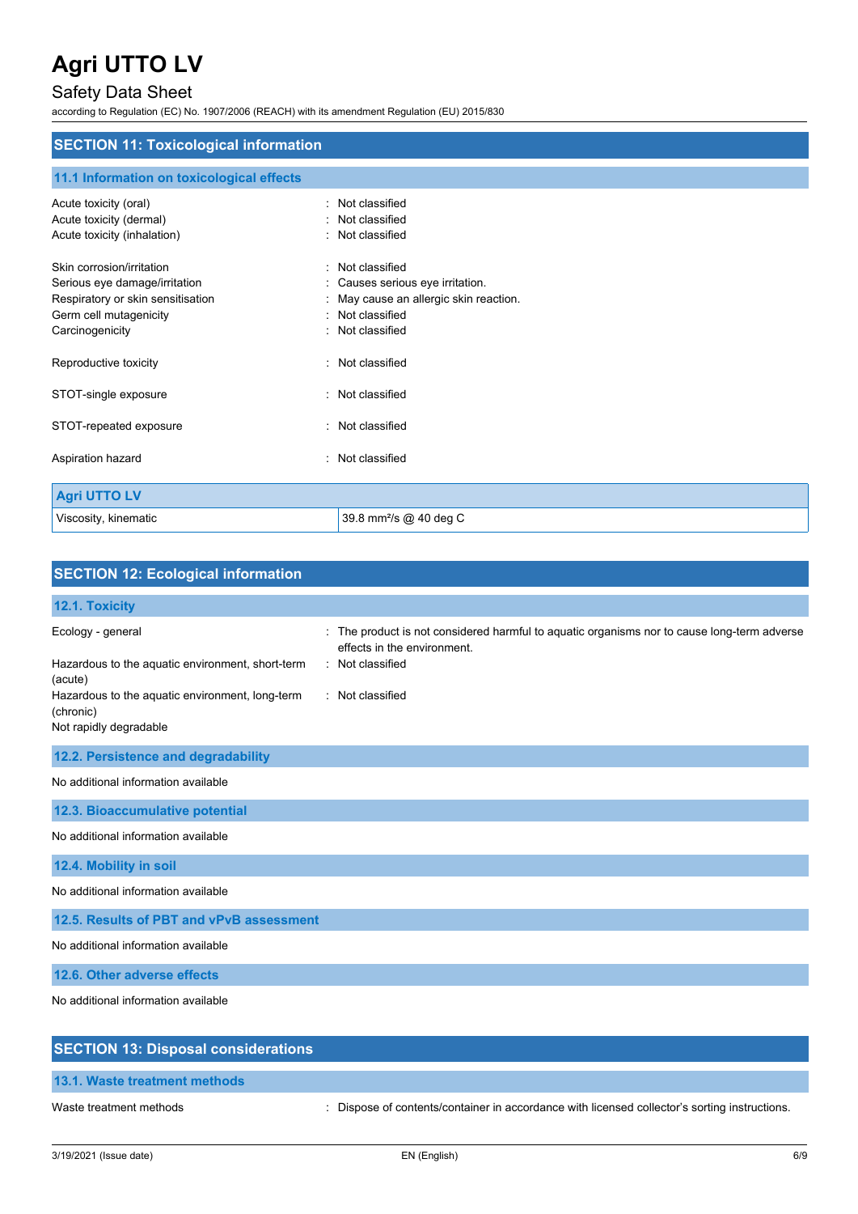## SECTION 11: Toxicological information

### 11.1 Information on toxicological effects

Acute toxicity (oral) : Not classified
Acute toxicity (dermal) : Not classified
Acute toxicity (inhalation) : Not classified

Skin corrosion/irritation : Not classified
Serious eye damage/irritation : Causes serious eye irritation.
Respiratory or skin sensitisation : May cause an allergic skin reaction.
Germ cell mutagenicity : Not classified
Carcinogenicity : Not classified

Reproductive toxicity : Not classified

STOT-single exposure : Not classified

STOT-repeated exposure : Not classified

Aspiration hazard : Not classified

| Agri UTTO LV | |
|---|---|
| Viscosity, kinematic | 39.8 $mm^2/s$ @ 40 deg C |

## SECTION 12: Ecological information

### 12.1. Toxicity

Ecology - general : The product is not considered harmful to aquatic organisms nor to cause long-term adverse effects in the environment.
Hazardous to the aquatic environment, short-term (acute) : Not classified
Hazardous to the aquatic environment, long-term (chronic) : Not classified
Not rapidly degradable

### 12.2. Persistence and degradability

No additional information available

### 12.3. Bioaccumulative potential

No additional information available

### 12.4. Mobility in soil

No additional information available

### 12.5. Results of PBT and vPvB assessment

No additional information available

### 12.6. Other adverse effects

No additional information available

## SECTION 13: Disposal considerations

### 13.1. Waste treatment methods

Waste treatment methods : Dispose of contents/container in accordance with licensed collector's sorting instructions.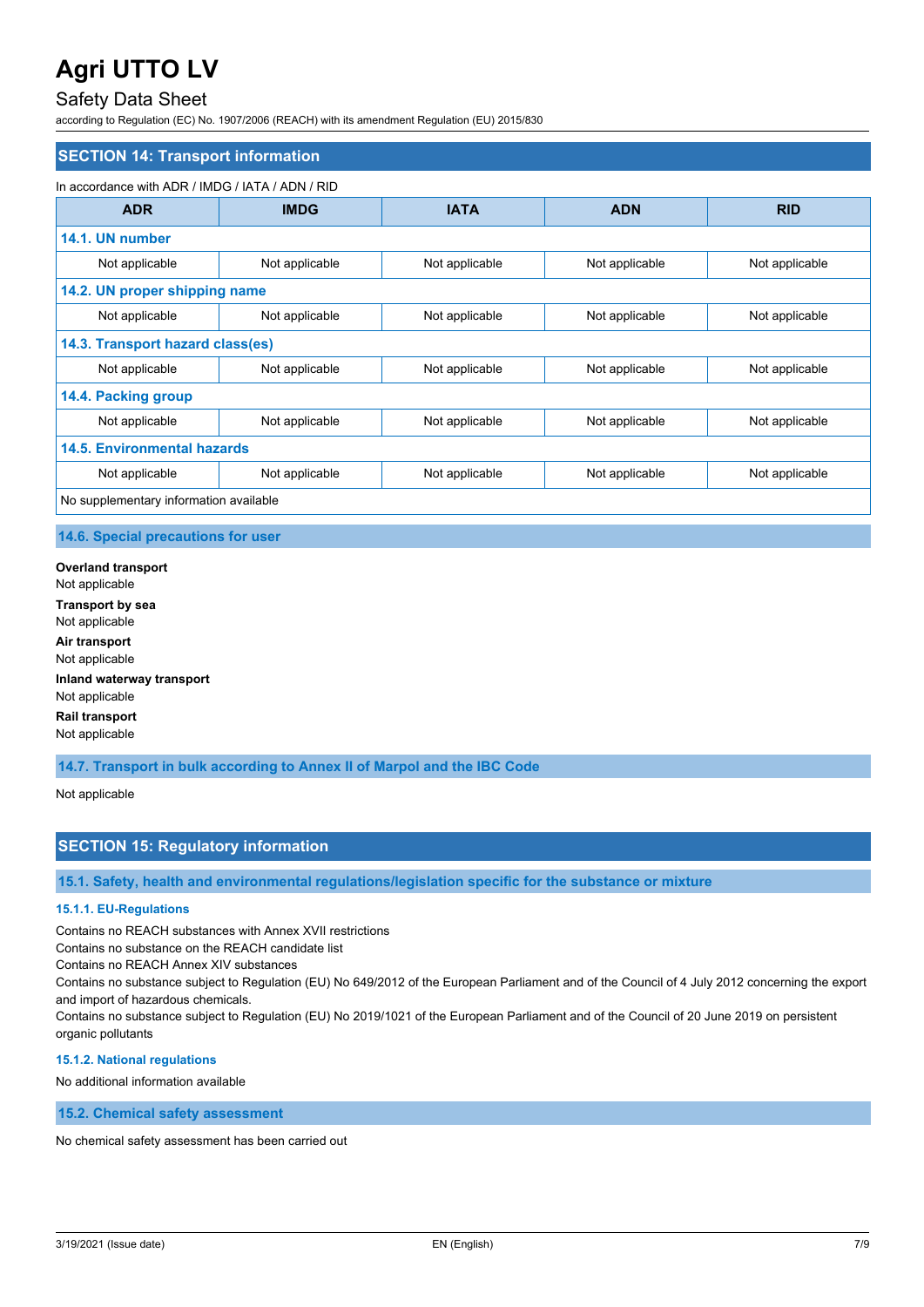## SECTION 14: Transport information

In accordance with ADR / IMDG / IATA / ADN / RID

| ADR | IMDG | IATA | ADN | RID |
|---|---|---|---|---|
| **14.1. UN number** | | | | |
| Not applicable | Not applicable | Not applicable | Not applicable | Not applicable |
| **14.2. UN proper shipping name** | | | | |
| Not applicable | Not applicable | Not applicable | Not applicable | Not applicable |
| **14.3. Transport hazard class(es)** | | | | |
| Not applicable | Not applicable | Not applicable | Not applicable | Not applicable |
| **14.4. Packing group** | | | | |
| Not applicable | Not applicable | Not applicable | Not applicable | Not applicable |
| **14.5. Environmental hazards** | | | | |
| Not applicable | Not applicable | Not applicable | Not applicable | Not applicable |
| No supplementary information available | | | | |

### 14.6. Special precautions for user

**Overland transport**
Not applicable

**Transport by sea**
Not applicable

**Air transport**
Not applicable

**Inland waterway transport**
Not applicable

**Rail transport**
Not applicable

### 14.7. Transport in bulk according to Annex II of Marpol and the IBC Code

Not applicable

## SECTION 15: Regulatory information

### 15.1. Safety, health and environmental regulations/legislation specific for the substance or mixture

#### 15.1.1. EU-Regulations

Contains no REACH substances with Annex XVII restrictions
Contains no substance on the REACH candidate list
Contains no REACH Annex XIV substances
Contains no substance subject to Regulation (EU) No 649/2012 of the European Parliament and of the Council of 4 July 2012 concerning the export and import of hazardous chemicals.
Contains no substance subject to Regulation (EU) No 2019/1021 of the European Parliament and of the Council of 20 June 2019 on persistent organic pollutants

#### 15.1.2. National regulations

No additional information available

### 15.2. Chemical safety assessment

No chemical safety assessment has been carried out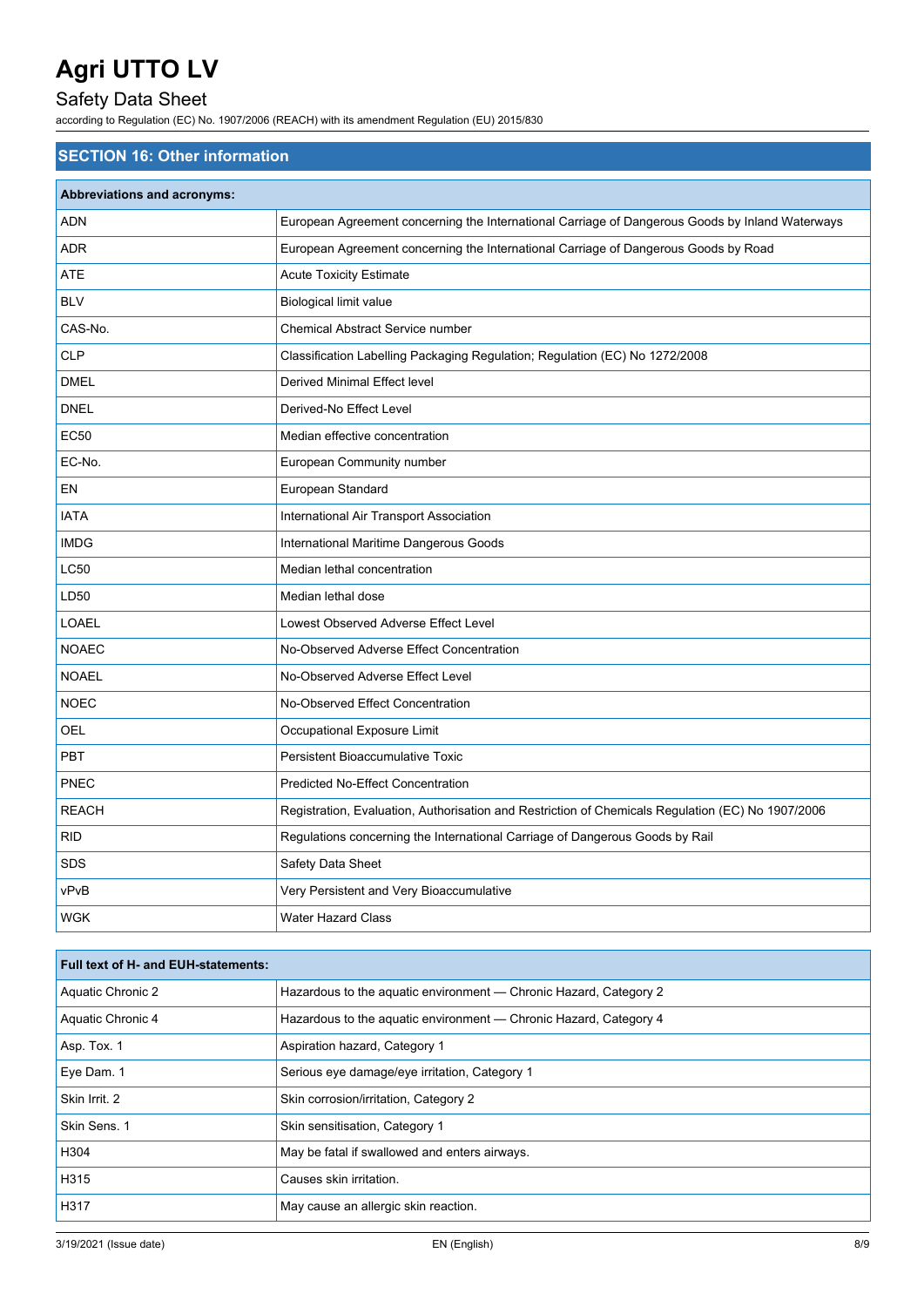## SECTION 16: Other information

| Abbreviations and acronyms: | |
|---|---|
| ADN | European Agreement concerning the International Carriage of Dangerous Goods by Inland Waterways |
| ADR | European Agreement concerning the International Carriage of Dangerous Goods by Road |
| ATE | Acute Toxicity Estimate |
| BLV | Biological limit value |
| CAS-No. | Chemical Abstract Service number |
| CLP | Classification Labelling Packaging Regulation; Regulation (EC) No 1272/2008 |
| DMEL | Derived Minimal Effect level |
| DNEL | Derived-No Effect Level |
| EC50 | Median effective concentration |
| EC-No. | European Community number |
| EN | European Standard |
| IATA | International Air Transport Association |
| IMDG | International Maritime Dangerous Goods |
| LC50 | Median lethal concentration |
| LD50 | Median lethal dose |
| LOAEL | Lowest Observed Adverse Effect Level |
| NOAEC | No-Observed Adverse Effect Concentration |
| NOAEL | No-Observed Adverse Effect Level |
| NOEC | No-Observed Effect Concentration |
| OEL | Occupational Exposure Limit |
| PBT | Persistent Bioaccumulative Toxic |
| PNEC | Predicted No-Effect Concentration |
| REACH | Registration, Evaluation, Authorisation and Restriction of Chemicals Regulation (EC) No 1907/2006 |
| RID | Regulations concerning the International Carriage of Dangerous Goods by Rail |
| SDS | Safety Data Sheet |
| vPvB | Very Persistent and Very Bioaccumulative |
| WGK | Water Hazard Class |

| Full text of H- and EUH-statements: | |
|---|---|
| Aquatic Chronic 2 | Hazardous to the aquatic environment — Chronic Hazard, Category 2 |
| Aquatic Chronic 4 | Hazardous to the aquatic environment — Chronic Hazard, Category 4 |
| Asp. Tox. 1 | Aspiration hazard, Category 1 |
| Eye Dam. 1 | Serious eye damage/eye irritation, Category 1 |
| Skin Irrit. 2 | Skin corrosion/irritation, Category 2 |
| Skin Sens. 1 | Skin sensitisation, Category 1 |
| H304 | May be fatal if swallowed and enters airways. |
| H315 | Causes skin irritation. |
| H317 | May cause an allergic skin reaction. |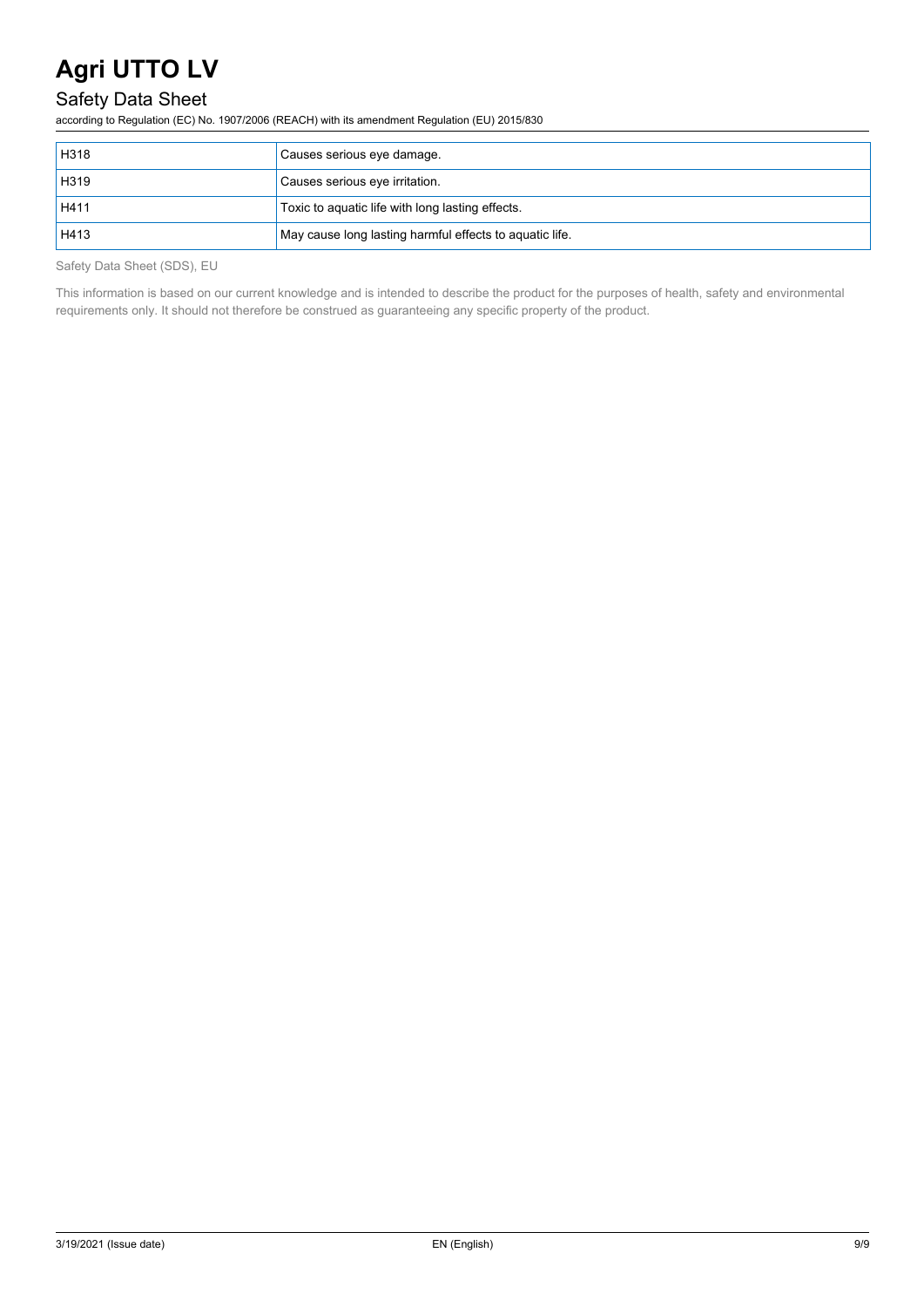| | |
|---|---|
| H318 | Causes serious eye damage. |
| H319 | Causes serious eye irritation. |
| H411 | Toxic to aquatic life with long lasting effects. |
| H413 | May cause long lasting harmful effects to aquatic life. |

Safety Data Sheet (SDS), EU

This information is based on our current knowledge and is intended to describe the product for the purposes of health, safety and environmental requirements only. It should not therefore be construed as guaranteeing any specific property of the product.